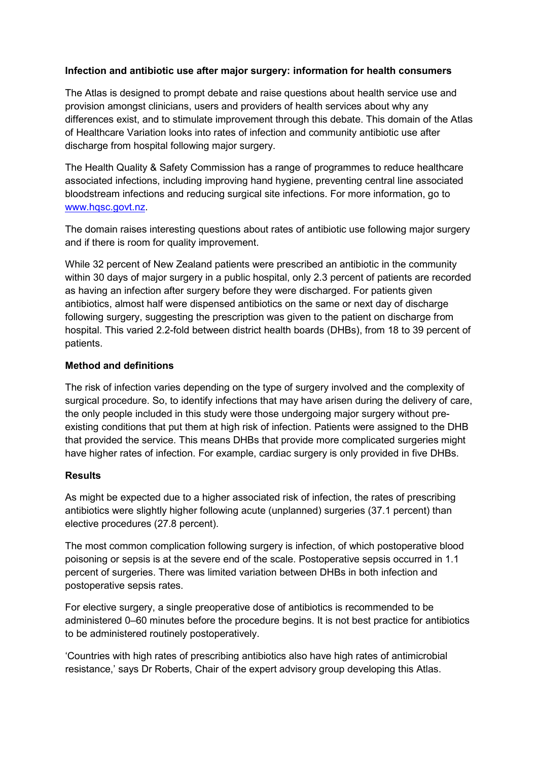**Infection and antibiotic use after major surgery: information for health consumers**

The Atlas is designed to prompt debate and raise questions about health service use and provision amongst clinicians, users and providers of health services about why any differences exist, and to stimulate improvement through this debate. This domain of the Atlas of Healthcare Variation looks into rates of infection and community antibiotic use after discharge from hospital following major surgery.

The Health Quality & Safety Commission has a range of programmes to reduce healthcare associated infections, including improving hand hygiene, preventing central line associated bloodstream infections and reducing surgical site infections. For more information, go to [www.hqsc.govt.nz](www.hqsc.govt.nz).

The domain raises interesting questions about rates of antibiotic use following major surgery and if there is room for quality improvement.

While 32 percent of New Zealand patients were prescribed an antibiotic in the community within 30 days of major surgery in a public hospital, only 2.3 percent of patients are recorded as having an infection after surgery before they were discharged. For patients given antibiotics, almost half were dispensed antibiotics on the same or next day of discharge following surgery, suggesting the prescription was given to the patient on discharge from hospital. This varied 2.2-fold between district health boards (DHBs), from 18 to 39 percent of patients.

**Method and definitions**

The risk of infection varies depending on the type of surgery involved and the complexity of surgical procedure. So, to identify infections that may have arisen during the delivery of care, the only people included in this study were those undergoing major surgery without pre-existing conditions that put them at high risk of infection. Patients were assigned to the DHB that provided the service. This means DHBs that provide more complicated surgeries might have higher rates of infection. For example, cardiac surgery is only provided in five DHBs.

**Results**

As might be expected due to a higher associated risk of infection, the rates of prescribing antibiotics were slightly higher following acute (unplanned) surgeries (37.1 percent) than elective procedures (27.8 percent).

The most common complication following surgery is infection, of which postoperative blood poisoning or sepsis is at the severe end of the scale. Postoperative sepsis occurred in 1.1 percent of surgeries. There was limited variation between DHBs in both infection and postoperative sepsis rates.

For elective surgery, a single preoperative dose of antibiotics is recommended to be administered 0–60 minutes before the procedure begins. It is not best practice for antibiotics to be administered routinely postoperatively.

'Countries with high rates of prescribing antibiotics also have high rates of antimicrobial resistance,' says Dr Roberts, Chair of the expert advisory group developing this Atlas.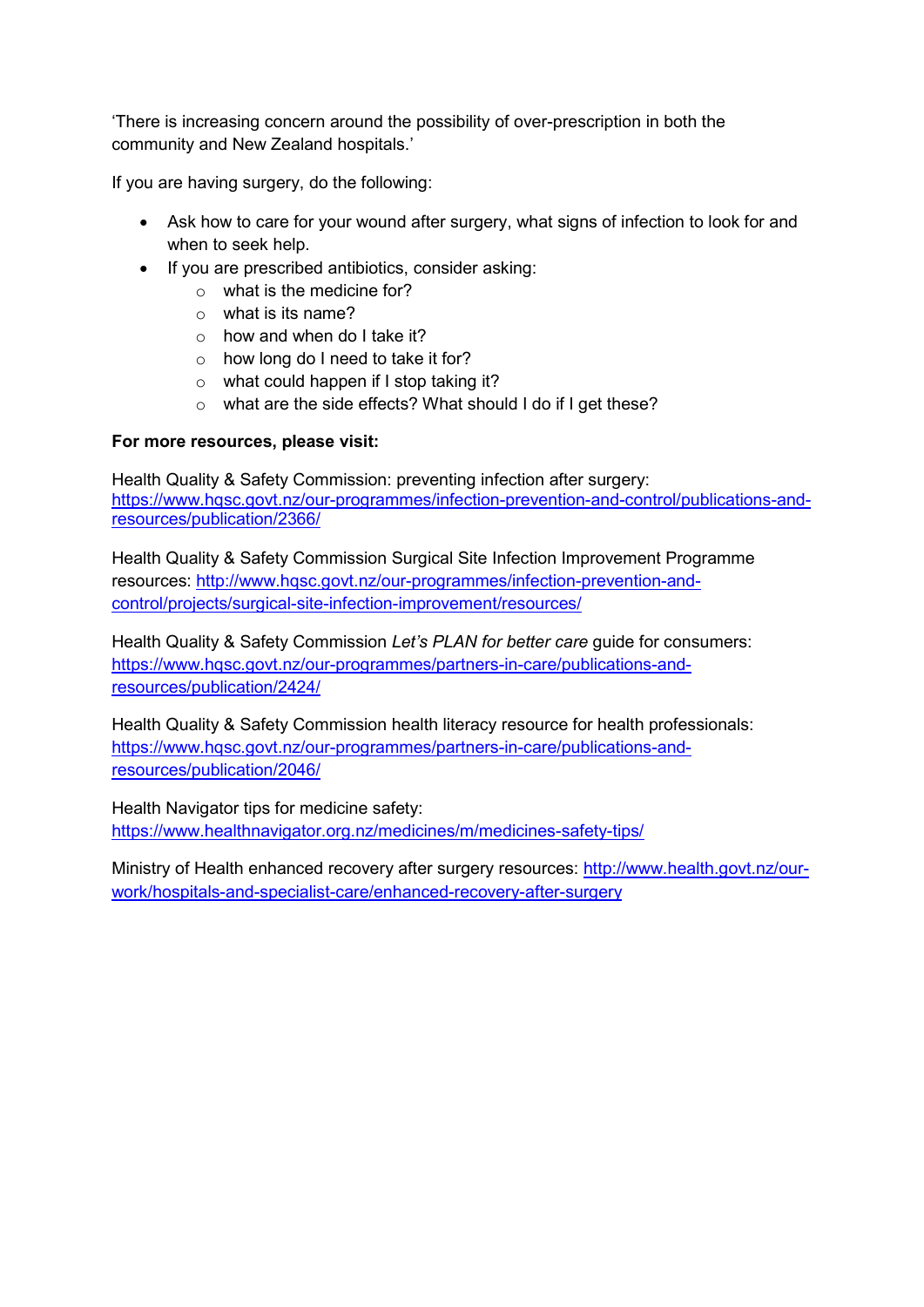'There is increasing concern around the possibility of over-prescription in both the community and New Zealand hospitals.'

If you are having surgery, do the following:

- Ask how to care for your wound after surgery, what signs of infection to look for and when to seek help.
- If you are prescribed antibiotics, consider asking:
  - what is the medicine for?
  - what is its name?
  - how and when do I take it?
  - how long do I need to take it for?
  - what could happen if I stop taking it?
  - what are the side effects? What should I do if I get these?

**For more resources, please visit:**

Health Quality & Safety Commission: preventing infection after surgery: https://www.hqsc.govt.nz/our-programmes/infection-prevention-and-control/publications-and-resources/publication/2366/

Health Quality & Safety Commission Surgical Site Infection Improvement Programme resources: http://www.hqsc.govt.nz/our-programmes/infection-prevention-and-control/projects/surgical-site-infection-improvement/resources/

Health Quality & Safety Commission *Let's PLAN for better care* guide for consumers: https://www.hqsc.govt.nz/our-programmes/partners-in-care/publications-and-resources/publication/2424/

Health Quality & Safety Commission health literacy resource for health professionals: https://www.hqsc.govt.nz/our-programmes/partners-in-care/publications-and-resources/publication/2046/

Health Navigator tips for medicine safety: https://www.healthnavigator.org.nz/medicines/m/medicines-safety-tips/

Ministry of Health enhanced recovery after surgery resources: http://www.health.govt.nz/our-work/hospitals-and-specialist-care/enhanced-recovery-after-surgery